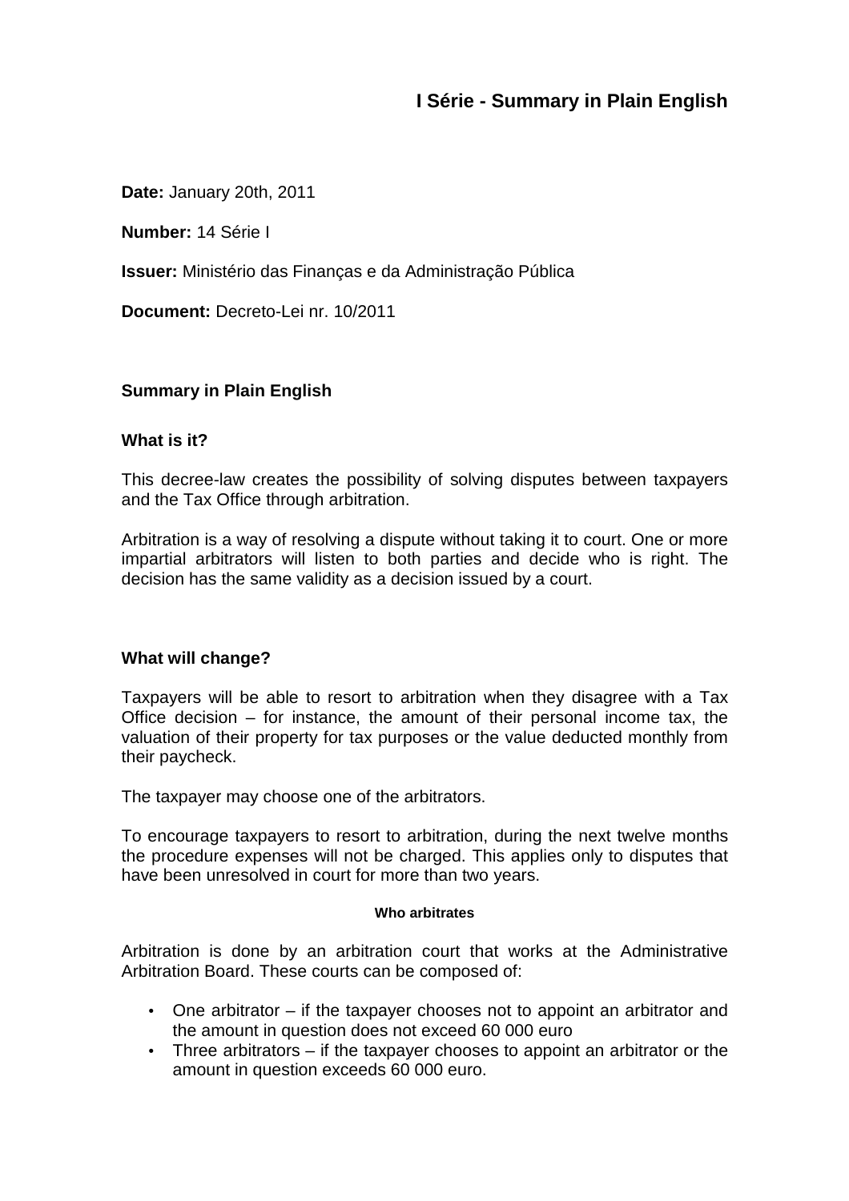# I Série - Summary in Plain English

**Date:** January 20th, 2011

**Number:** 14 Série I

**Issuer:** Ministério das Finanças e da Administração Pública

**Document:** Decreto-Lei nr. 10/2011

## Summary in Plain English

### What is it?

This decree-law creates the possibility of solving disputes between taxpayers and the Tax Office through arbitration.

Arbitration is a way of resolving a dispute without taking it to court. One or more impartial arbitrators will listen to both parties and decide who is right. The decision has the same validity as a decision issued by a court.

### What will change?

Taxpayers will be able to resort to arbitration when they disagree with a Tax Office decision – for instance, the amount of their personal income tax, the valuation of their property for tax purposes or the value deducted monthly from their paycheck.

The taxpayer may choose one of the arbitrators.

To encourage taxpayers to resort to arbitration, during the next twelve months the procedure expenses will not be charged. This applies only to disputes that have been unresolved in court for more than two years.

#### Who arbitrates

Arbitration is done by an arbitration court that works at the Administrative Arbitration Board. These courts can be composed of:

- One arbitrator – if the taxpayer chooses not to appoint an arbitrator and the amount in question does not exceed 60 000 euro
- Three arbitrators – if the taxpayer chooses to appoint an arbitrator or the amount in question exceeds 60 000 euro.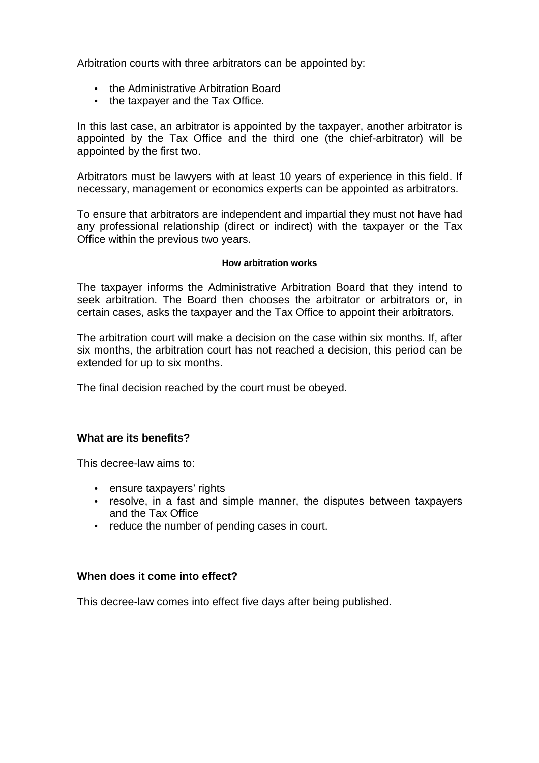Arbitration courts with three arbitrators can be appointed by:

- the Administrative Arbitration Board
- the taxpayer and the Tax Office.

In this last case, an arbitrator is appointed by the taxpayer, another arbitrator is appointed by the Tax Office and the third one (the chief-arbitrator) will be appointed by the first two.

Arbitrators must be lawyers with at least 10 years of experience in this field. If necessary, management or economics experts can be appointed as arbitrators.

To ensure that arbitrators are independent and impartial they must not have had any professional relationship (direct or indirect) with the taxpayer or the Tax Office within the previous two years.

#### How arbitration works

The taxpayer informs the Administrative Arbitration Board that they intend to seek arbitration. The Board then chooses the arbitrator or arbitrators or, in certain cases, asks the taxpayer and the Tax Office to appoint their arbitrators.

The arbitration court will make a decision on the case within six months. If, after six months, the arbitration court has not reached a decision, this period can be extended for up to six months.

The final decision reached by the court must be obeyed.

### What are its benefits?

This decree-law aims to:

- ensure taxpayers' rights
- resolve, in a fast and simple manner, the disputes between taxpayers and the Tax Office
- reduce the number of pending cases in court.

### When does it come into effect?

This decree-law comes into effect five days after being published.